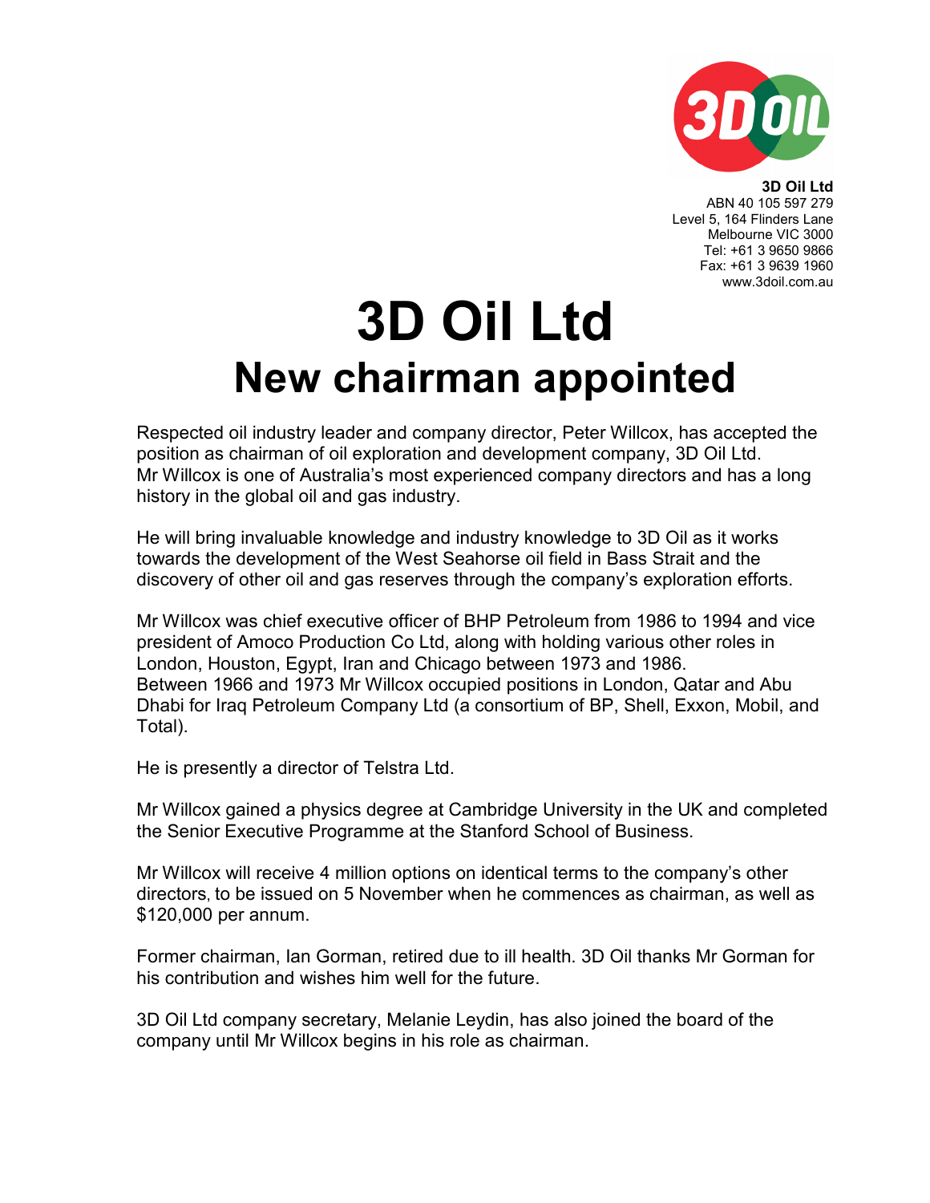**3D Oil Ltd**
ABN 40 105 597 279
Level 5, 164 Flinders Lane
Melbourne VIC 3000
Tel: +61 3 9650 9866
Fax: +61 3 9639 1960
www.3doil.com.au

# 3D Oil Ltd

## New chairman appointed

Respected oil industry leader and company director, Peter Willcox, has accepted the position as chairman of oil exploration and development company, 3D Oil Ltd.
Mr Willcox is one of Australia's most experienced company directors and has a long history in the global oil and gas industry.

He will bring invaluable knowledge and industry knowledge to 3D Oil as it works towards the development of the West Seahorse oil field in Bass Strait and the discovery of other oil and gas reserves through the company's exploration efforts.

Mr Willcox was chief executive officer of BHP Petroleum from 1986 to 1994 and vice president of Amoco Production Co Ltd, along with holding various other roles in London, Houston, Egypt, Iran and Chicago between 1973 and 1986.
Between 1966 and 1973 Mr Willcox occupied positions in London, Qatar and Abu Dhabi for Iraq Petroleum Company Ltd (a consortium of BP, Shell, Exxon, Mobil, and Total).

He is presently a director of Telstra Ltd.

Mr Willcox gained a physics degree at Cambridge University in the UK and completed the Senior Executive Programme at the Stanford School of Business.

Mr Willcox will receive 4 million options on identical terms to the company's other directors, to be issued on 5 November when he commences as chairman, as well as $120,000 per annum.

Former chairman, Ian Gorman, retired due to ill health. 3D Oil thanks Mr Gorman for his contribution and wishes him well for the future.

3D Oil Ltd company secretary, Melanie Leydin, has also joined the board of the company until Mr Willcox begins in his role as chairman.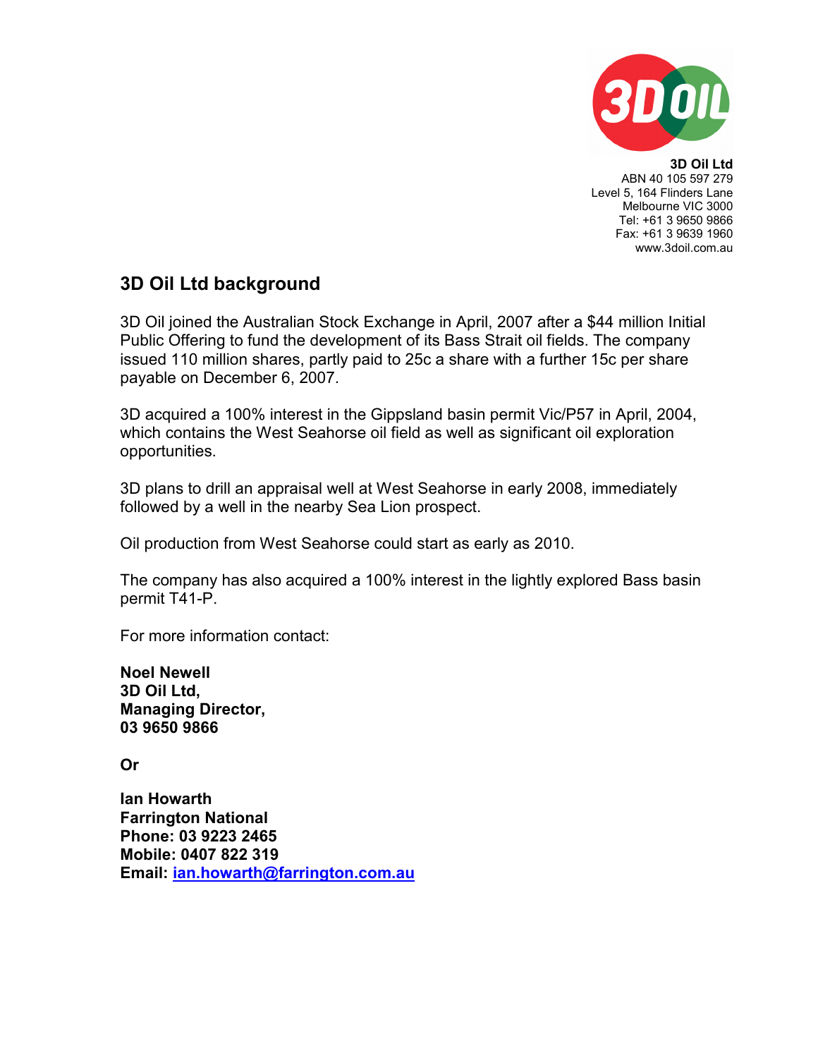**3D Oil Ltd**
ABN 40 105 597 279
Level 5, 164 Flinders Lane
Melbourne VIC 3000
Tel: +61 3 9650 9866
Fax: +61 3 9639 1960
www.3doil.com.au

## 3D Oil Ltd background

3D Oil joined the Australian Stock Exchange in April, 2007 after a $44 million Initial Public Offering to fund the development of its Bass Strait oil fields. The company issued 110 million shares, partly paid to 25c a share with a further 15c per share payable on December 6, 2007.

3D acquired a 100% interest in the Gippsland basin permit Vic/P57 in April, 2004, which contains the West Seahorse oil field as well as significant oil exploration opportunities.

3D plans to drill an appraisal well at West Seahorse in early 2008, immediately followed by a well in the nearby Sea Lion prospect.

Oil production from West Seahorse could start as early as 2010.

The company has also acquired a 100% interest in the lightly explored Bass basin permit T41-P.

For more information contact:

**Noel Newell**
**3D Oil Ltd,**
**Managing Director,**
**03 9650 9866**

**Or**

**Ian Howarth**
**Farrington National**
**Phone: 03 9223 2465**
**Mobile: 0407 822 319**
**Email: ian.howarth@farrington.com.au**